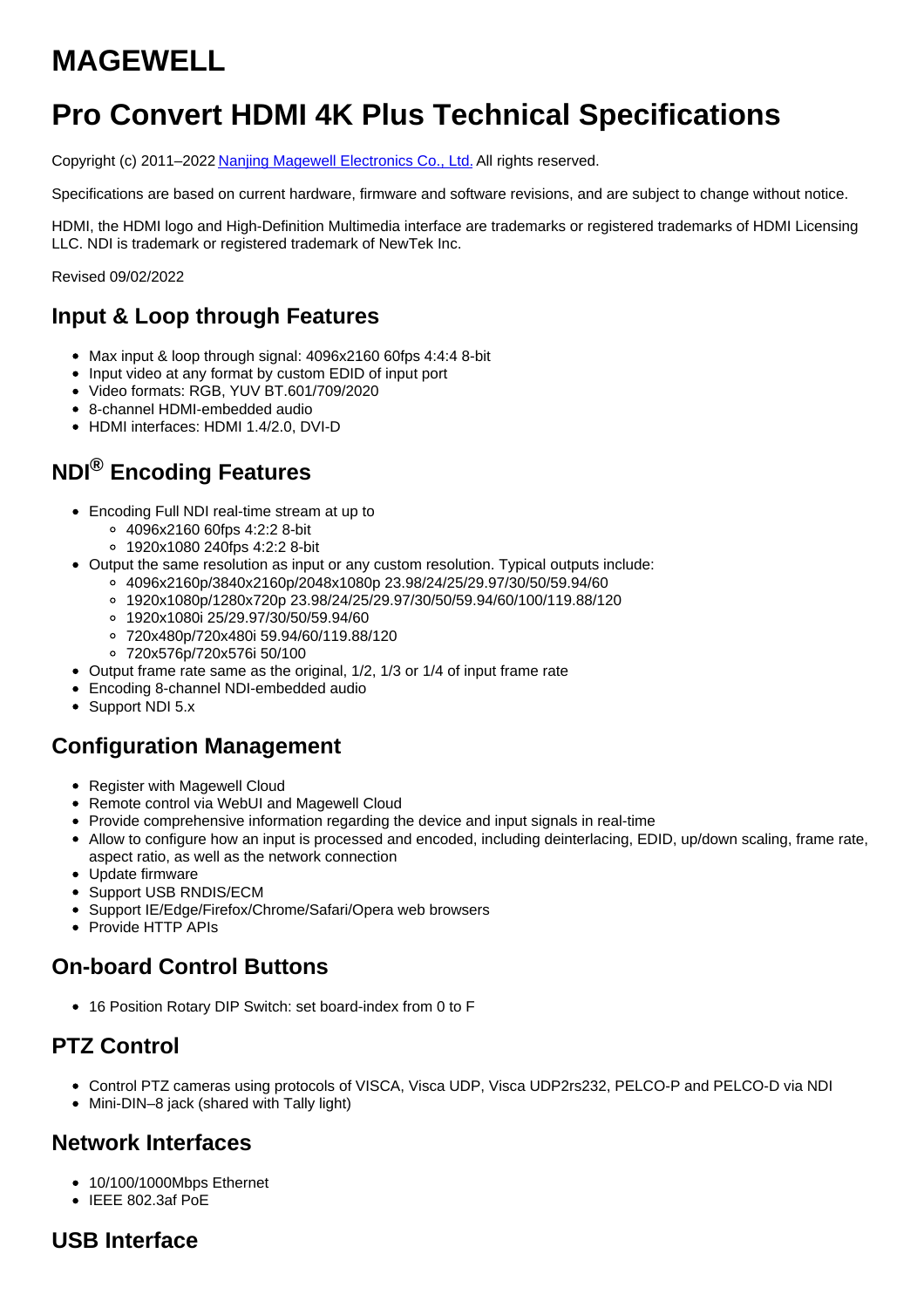# MAGEWELL

# Pro Convert HDMI 4K Plus Technical Specifications

Copyright (c) 2011–2022 [Nanjing Magewell Electronics Co., Ltd.](#) All rights reserved.

Specifications are based on current hardware, firmware and software revisions, and are subject to change without notice.

HDMI, the HDMI logo and High-Definition Multimedia interface are trademarks or registered trademarks of HDMI Licensing LLC. NDI is trademark or registered trademark of NewTek Inc.

Revised 09/02/2022

## Input & Loop through Features

- Max input & loop through signal: 4096x2160 60fps 4:4:4 8-bit
- Input video at any format by custom EDID of input port
- Video formats: RGB, YUV BT.601/709/2020
- 8-channel HDMI-embedded audio
- HDMI interfaces: HDMI 1.4/2.0, DVI-D

## NDI® Encoding Features

- Encoding Full NDI real-time stream at up to
  - 4096x2160 60fps 4:2:2 8-bit
  - 1920x1080 240fps 4:2:2 8-bit
- Output the same resolution as input or any custom resolution. Typical outputs include:
  - 4096x2160p/3840x2160p/2048x1080p 23.98/24/25/29.97/30/50/59.94/60
  - 1920x1080p/1280x720p 23.98/24/25/29.97/30/50/59.94/60/100/119.88/120
  - 1920x1080i 25/29.97/30/50/59.94/60
  - 720x480p/720x480i 59.94/60/119.88/120
  - 720x576p/720x576i 50/100
- Output frame rate same as the original, 1/2, 1/3 or 1/4 of input frame rate
- Encoding 8-channel NDI-embedded audio
- Support NDI 5.x

## Configuration Management

- Register with Magewell Cloud
- Remote control via WebUI and Magewell Cloud
- Provide comprehensive information regarding the device and input signals in real-time
- Allow to configure how an input is processed and encoded, including deinterlacing, EDID, up/down scaling, frame rate, aspect ratio, as well as the network connection
- Update firmware
- Support USB RNDIS/ECM
- Support IE/Edge/Firefox/Chrome/Safari/Opera web browsers
- Provide HTTP APIs

## On-board Control Buttons

- 16 Position Rotary DIP Switch: set board-index from 0 to F

## PTZ Control

- Control PTZ cameras using protocols of VISCA, Visca UDP, Visca UDP2rs232, PELCO-P and PELCO-D via NDI
- Mini-DIN–8 jack (shared with Tally light)

## Network Interfaces

- 10/100/1000Mbps Ethernet
- IEEE 802.3af PoE

## USB Interface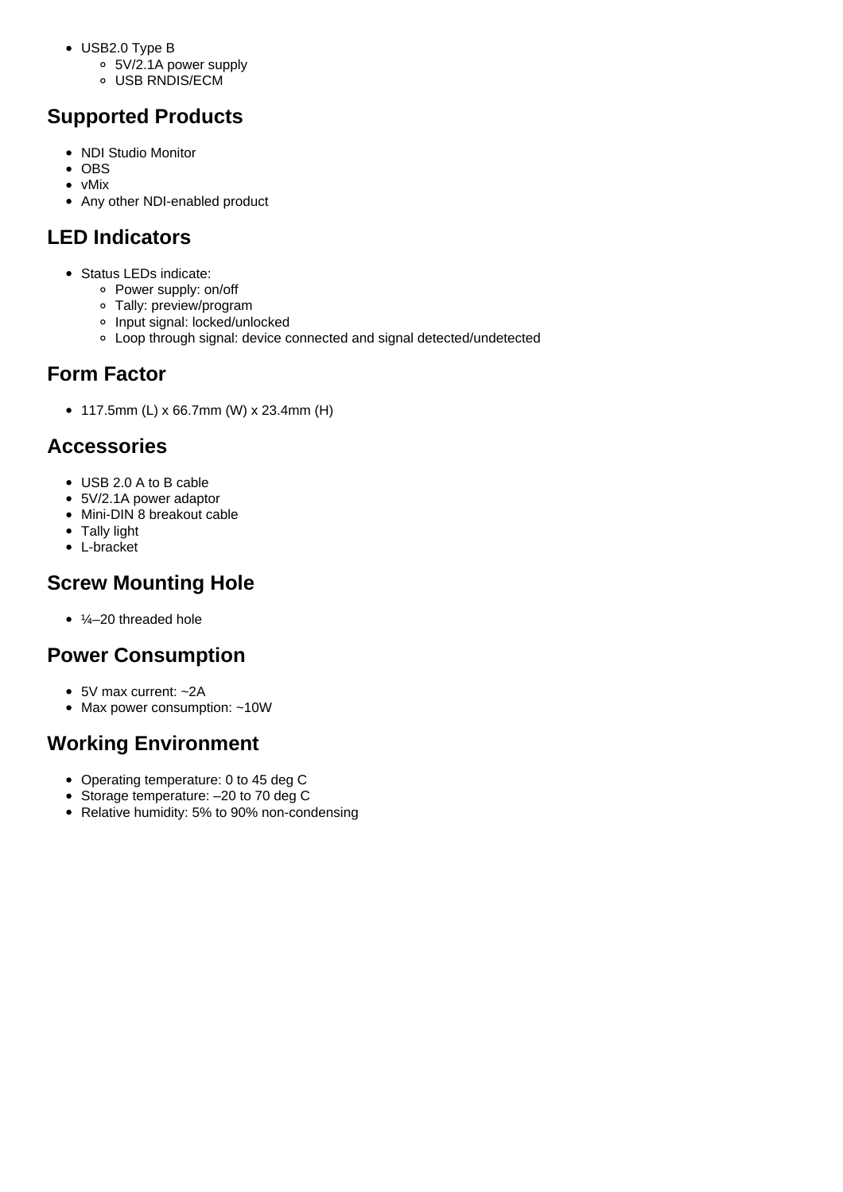- USB2.0 Type B
  - 5V/2.1A power supply
  - USB RNDIS/ECM

## Supported Products

- NDI Studio Monitor
- OBS
- vMix
- Any other NDI-enabled product

## LED Indicators

- Status LEDs indicate:
  - Power supply: on/off
  - Tally: preview/program
  - Input signal: locked/unlocked
  - Loop through signal: device connected and signal detected/undetected

## Form Factor

- 117.5mm (L) x 66.7mm (W) x 23.4mm (H)

## Accessories

- USB 2.0 A to B cable
- 5V/2.1A power adaptor
- Mini-DIN 8 breakout cable
- Tally light
- L-bracket

## Screw Mounting Hole

- ¼–20 threaded hole

## Power Consumption

- 5V max current: ~2A
- Max power consumption: ~10W

## Working Environment

- Operating temperature: 0 to 45 deg C
- Storage temperature: –20 to 70 deg C
- Relative humidity: 5% to 90% non-condensing